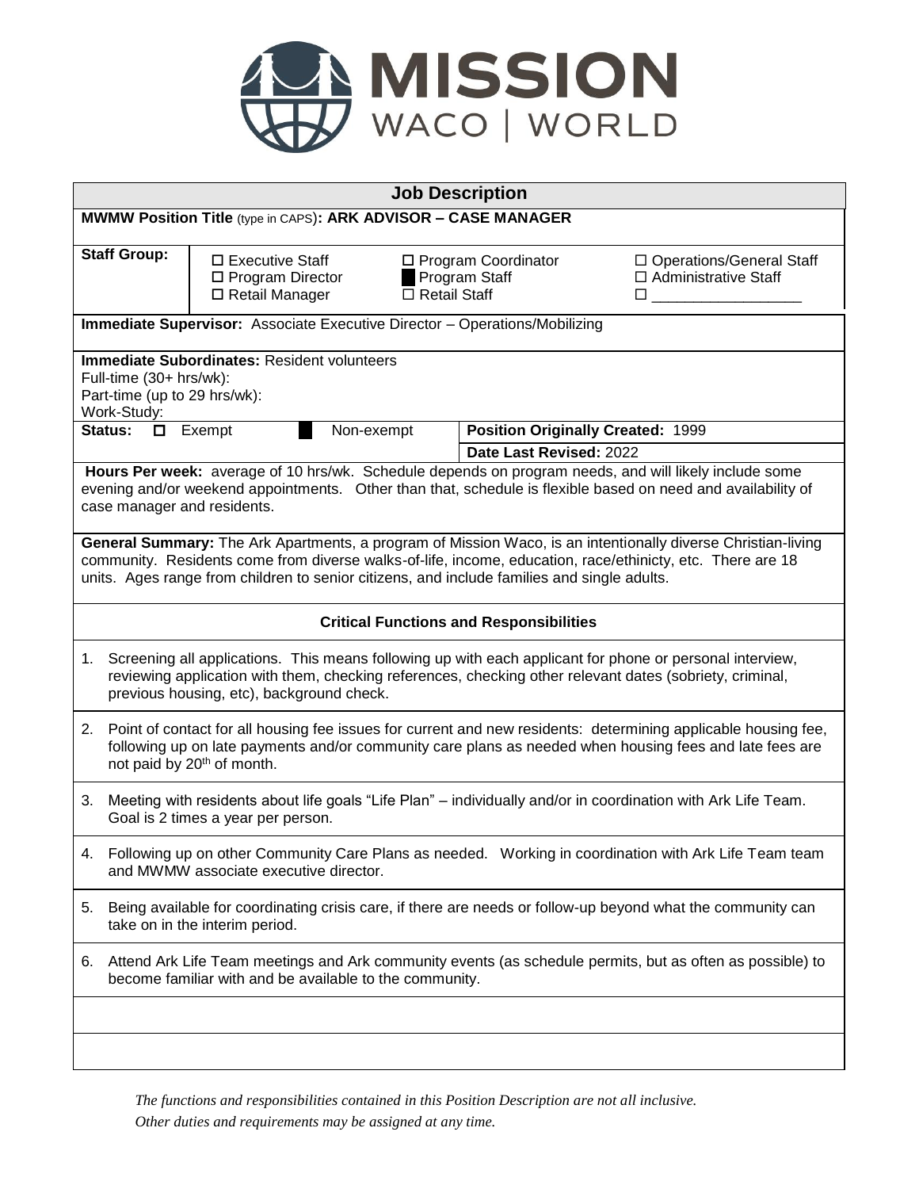MISSION
WACO | WORLD

## Job Description

**MWMW Position Title** (type in CAPS)**: ARK ADVISOR – CASE MANAGER**

**Staff Group:**

- ☐ Executive Staff
- ☐ Program Director
- ☐ Retail Manager
- ☐ Program Coordinator
- ■ Program Staff
- ☐ Retail Staff
- ☐ Operations/General Staff
- ☐ Administrative Staff
- ☐ __________________

**Immediate Supervisor:** Associate Executive Director – Operations/Mobilizing

**Immediate Subordinates:** Resident volunteers
Full-time (30+ hrs/wk):
Part-time (up to 29 hrs/wk):
Work-Study:

| **Status:** ☐ Exempt ■ Non-exempt | **Position Originally Created:** 1999 |
| --- | --- |
| | **Date Last Revised:** 2022 |

**Hours Per week:** average of 10 hrs/wk. Schedule depends on program needs, and will likely include some evening and/or weekend appointments. Other than that, schedule is flexible based on need and availability of case manager and residents.

**General Summary:** The Ark Apartments, a program of Mission Waco, is an intentionally diverse Christian-living community. Residents come from diverse walks-of-life, income, education, race/ethinicty, etc. There are 18 units. Ages range from children to senior citizens, and include families and single adults.

### Critical Functions and Responsibilities

1. Screening all applications. This means following up with each applicant for phone or personal interview, reviewing application with them, checking references, checking other relevant dates (sobriety, criminal, previous housing, etc), background check.
2. Point of contact for all housing fee issues for current and new residents: determining applicable housing fee, following up on late payments and/or community care plans as needed when housing fees and late fees are not paid by 20th of month.
3. Meeting with residents about life goals "Life Plan" – individually and/or in coordination with Ark Life Team. Goal is 2 times a year per person.
4. Following up on other Community Care Plans as needed. Working in coordination with Ark Life Team team and MWMW associate executive director.
5. Being available for coordinating crisis care, if there are needs or follow-up beyond what the community can take on in the interim period.
6. Attend Ark Life Team meetings and Ark community events (as schedule permits, but as often as possible) to become familiar with and be available to the community.

*The functions and responsibilities contained in this Position Description are not all inclusive.*
*Other duties and requirements may be assigned at any time.*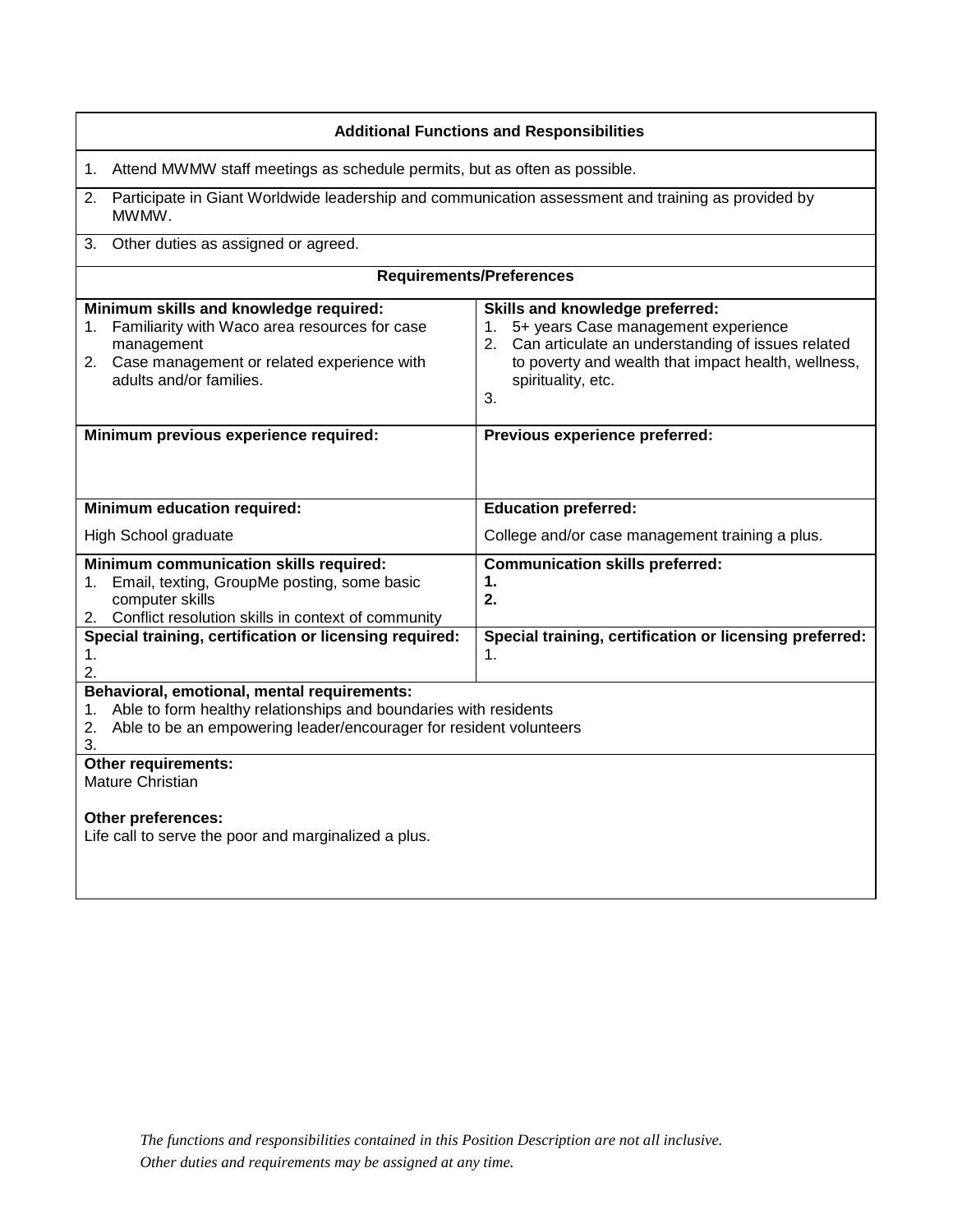| Additional Functions and Responsibilities |
|---|
| 1. Attend MWMW staff meetings as schedule permits, but as often as possible. |
| 2. Participate in Giant Worldwide leadership and communication assessment and training as provided by MWMW. |
| 3. Other duties as assigned or agreed. |

**Requirements/Preferences**

| | |
|---|---|
| **Minimum skills and knowledge required:**<br>1. Familiarity with Waco area resources for case management<br>2. Case management or related experience with adults and/or families. | **Skills and knowledge preferred:**<br>1. 5+ years Case management experience<br>2. Can articulate an understanding of issues related to poverty and wealth that impact health, wellness, spirituality, etc.<br>3. |
| **Minimum previous experience required:** | **Previous experience preferred:** |
| **Minimum education required:**<br>High School graduate | **Education preferred:**<br>College and/or case management training a plus. |
| **Minimum communication skills required:**<br>1. Email, texting, GroupMe posting, some basic computer skills<br>2. Conflict resolution skills in context of community | **Communication skills preferred:**<br>**1.**<br>**2.** |
| **Special training, certification or licensing required:**<br>1.<br>2. | **Special training, certification or licensing preferred:**<br>1. |

**Behavioral, emotional, mental requirements:**
1. Able to form healthy relationships and boundaries with residents
2. Able to be an empowering leader/encourager for resident volunteers
3.

**Other requirements:**
Mature Christian

**Other preferences:**
Life call to serve the poor and marginalized a plus.

*The functions and responsibilities contained in this Position Description are not all inclusive.*
*Other duties and requirements may be assigned at any time.*